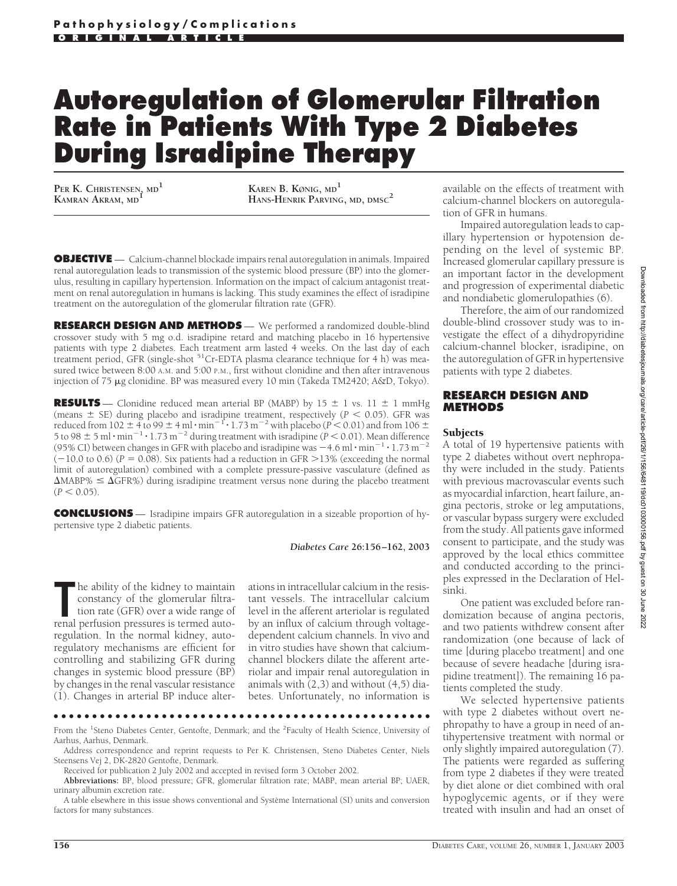# Autoregulation of Glomerular Filtration Rate in Patients With Type 2 Diabetes During Isradipine Therapy

PER K. CHRISTENSEN, MD[1]
KAMRAN AKRAM, MD[1]
KAREN B. KØNIG, MD[1]
HANS-HENRIK PARVING, MD, DMSC[2]

**OBJECTIVE** — Calcium-channel blockade impairs renal autoregulation in animals. Impaired renal autoregulation leads to transmission of the systemic blood pressure (BP) into the glomerulus, resulting in capillary hypertension. Information on the impact of calcium antagonist treatment on renal autoregulation in humans is lacking. This study examines the effect of isradipine treatment on the autoregulation of the glomerular filtration rate (GFR).

**RESEARCH DESIGN AND METHODS** — We performed a randomized double-blind crossover study with 5 mg o.d. isradipine retard and matching placebo in 16 hypertensive patients with type 2 diabetes. Each treatment arm lasted 4 weeks. On the last day of each treatment period, GFR (single-shot $^{51}$Cr-EDTA plasma clearance technique for 4 h) was measured twice between 8:00 A.M. and 5:00 P.M., first without clonidine and then after intravenous injection of 75 μg clonidine. BP was measured every 10 min (Takeda TM2420; A&D, Tokyo).

**RESULTS** — Clonidine reduced mean arterial BP (MABP) by 15 ± 1 vs. 11 ± 1 mmHg (means ± SE) during placebo and isradipine treatment, respectively ($P < 0.05$). GFR was reduced from 102 ± 4 to 99 ± 4 ml · min$^{-1}$ · 1.73 m$^{-2}$ with placebo ($P < 0.01$) and from 106 ± 5 to 98 ± 5 ml · min$^{-1}$ · 1.73 m$^{-2}$ during treatment with isradipine ($P < 0.01$). Mean difference (95% CI) between changes in GFR with placebo and isradipine was −4.6 ml · min$^{-1}$ · 1.73 m$^{-2}$ (−10.0 to 0.6) ($P = 0.08$). Six patients had a reduction in GFR >13% (exceeding the normal limit of autoregulation) combined with a complete pressure-passive vasculature (defined as $\Delta$MABP% ≤ $\Delta$GFR%) during isradipine treatment versus none during the placebo treatment ($P < 0.05$).

**CONCLUSIONS** — Isradipine impairs GFR autoregulation in a sizeable proportion of hypertensive type 2 diabetic patients.

*Diabetes Care* **26:**156–162, 2003

The ability of the kidney to maintain constancy of the glomerular filtration rate (GFR) over a wide range of renal perfusion pressures is termed autoregulation. In the normal kidney, autoregulatory mechanisms are efficient for controlling and stabilizing GFR during changes in systemic blood pressure (BP) by changes in the renal vascular resistance (1). Changes in arterial BP induce alterations in intracellular calcium in the resistant vessels. The intracellular calcium level in the afferent arteriolar is regulated by an influx of calcium through voltage-dependent calcium channels. In vivo and in vitro studies have shown that calcium-channel blockers dilate the afferent arteriolar and impair renal autoregulation in animals with (2,3) and without (4,5) diabetes. Unfortunately, no information is available on the effects of treatment with calcium-channel blockers on autoregulation of GFR in humans.

Impaired autoregulation leads to capillary hypertension or hypotension depending on the level of systemic BP. Increased glomerular capillary pressure is an important factor in the development and progression of experimental diabetic and nondiabetic glomerulopathies (6).

Therefore, the aim of our randomized double-blind crossover study was to investigate the effect of a dihydropyridine calcium-channel blocker, isradipine, on the autoregulation of GFR in hypertensive patients with type 2 diabetes.

## RESEARCH DESIGN AND METHODS

### Subjects

A total of 19 hypertensive patients with type 2 diabetes without overt nephropathy were included in the study. Patients with previous macrovascular events such as myocardial infarction, heart failure, angina pectoris, stroke or leg amputations, or vascular bypass surgery were excluded from the study. All patients gave informed consent to participate, and the study was approved by the local ethics committee and conducted according to the principles expressed in the Declaration of Helsinki.

One patient was excluded before randomization because of angina pectoris, and two patients withdrew consent after randomization (one because of lack of time [during placebo treatment] and one because of severe headache [during isradipine treatment]). The remaining 16 patients completed the study.

We selected hypertensive patients with type 2 diabetes without overt nephropathy to have a group in need of antihypertensive treatment with normal or only slightly impaired autoregulation (7). The patients were regarded as suffering from type 2 diabetes if they were treated by diet alone or diet combined with oral hypoglycemic agents, or if they were treated with insulin and had an onset of

From the [1]Steno Diabetes Center, Gentofte, Denmark; and the [2]Faculty of Health Science, University of Aarhus, Aarhus, Denmark.

Address correspondence and reprint requests to Per K. Christensen, Steno Diabetes Center, Niels Steensens Vej 2, DK-2820 Gentofte, Denmark.

Received for publication 2 July 2002 and accepted in revised form 3 October 2002.

**Abbreviations:** BP, blood pressure; GFR, glomerular filtration rate; MABP, mean arterial BP; UAER, urinary albumin excretion rate.

A table elsewhere in this issue shows conventional and Système International (SI) units and conversion factors for many substances.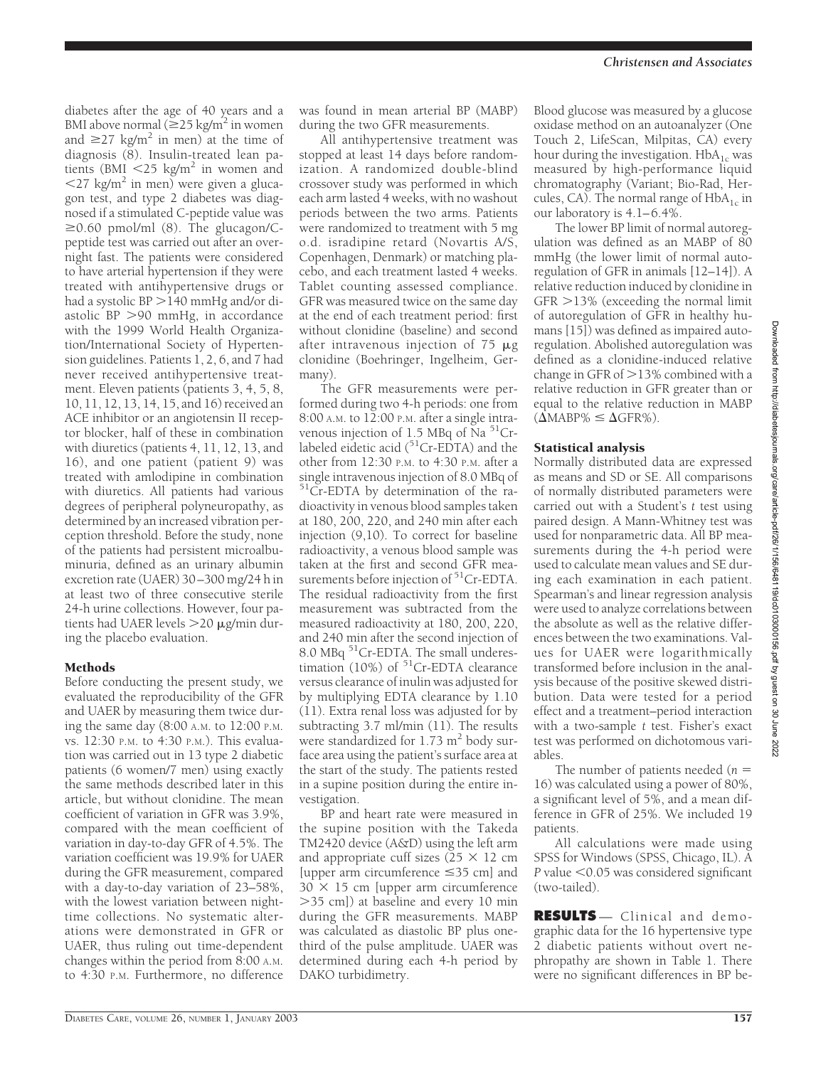diabetes after the age of 40 years and a BMI above normal ($\geq$25 kg/m$^2$ in women and $\geq$27 kg/m$^2$ in men) at the time of diagnosis (8). Insulin-treated lean patients (BMI <25 kg/m$^2$ in women and <27 kg/m$^2$ in men) were given a glucagon test, and type 2 diabetes was diagnosed if a stimulated C-peptide value was $\geq$0.60 pmol/ml (8). The glucagon/C-peptide test was carried out after an overnight fast. The patients were considered to have arterial hypertension if they were treated with antihypertensive drugs or had a systolic BP >140 mmHg and/or diastolic BP >90 mmHg, in accordance with the 1999 World Health Organization/International Society of Hypertension guidelines. Patients 1, 2, 6, and 7 had never received antihypertensive treatment. Eleven patients (patients 3, 4, 5, 8, 10, 11, 12, 13, 14, 15, and 16) received an ACE inhibitor or an angiotensin II receptor blocker, half of these in combination with diuretics (patients 4, 11, 12, 13, and 16), and one patient (patient 9) was treated with amlodipine in combination with diuretics. All patients had various degrees of peripheral polyneuropathy, as determined by an increased vibration perception threshold. Before the study, none of the patients had persistent microalbuminuria, defined as an urinary albumin excretion rate (UAER) 30–300 mg/24 h in at least two of three consecutive sterile 24-h urine collections. However, four patients had UAER levels >20 μg/min during the placebo evaluation.

## Methods

Before conducting the present study, we evaluated the reproducibility of the GFR and UAER by measuring them twice during the same day (8:00 A.M. to 12:00 P.M. vs. 12:30 P.M. to 4:30 P.M.). This evaluation was carried out in 13 type 2 diabetic patients (6 women/7 men) using exactly the same methods described later in this article, but without clonidine. The mean coefficient of variation in GFR was 3.9%, compared with the mean coefficient of variation in day-to-day GFR of 4.5%. The variation coefficient was 19.9% for UAER during the GFR measurement, compared with a day-to-day variation of 23–58%, with the lowest variation between nighttime collections. No systematic alterations were demonstrated in GFR or UAER, thus ruling out time-dependent changes within the period from 8:00 A.M. to 4:30 P.M. Furthermore, no difference was found in mean arterial BP (MABP) during the two GFR measurements.

All antihypertensive treatment was stopped at least 14 days before randomization. A randomized double-blind crossover study was performed in which each arm lasted 4 weeks, with no washout periods between the two arms. Patients were randomized to treatment with 5 mg o.d. isradipine retard (Novartis A/S, Copenhagen, Denmark) or matching placebo, and each treatment lasted 4 weeks. Tablet counting assessed compliance. GFR was measured twice on the same day at the end of each treatment period: first without clonidine (baseline) and second after intravenous injection of 75 μg clonidine (Boehringer, Ingelheim, Germany).

The GFR measurements were performed during two 4-h periods: one from 8:00 A.M. to 12:00 P.M. after a single intravenous injection of 1.5 MBq of Na $^{51}$Cr-labeled eidetic acid ($^{51}$Cr-EDTA) and the other from 12:30 P.M. to 4:30 P.M. after a single intravenous injection of 8.0 MBq of $^{51}$Cr-EDTA by determination of the radioactivity in venous blood samples taken at 180, 200, 220, and 240 min after each injection (9,10). To correct for baseline radioactivity, a venous blood sample was taken at the first and second GFR measurements before injection of $^{51}$Cr-EDTA. The residual radioactivity from the first measurement was subtracted from the measured radioactivity at 180, 200, 220, and 240 min after the second injection of 8.0 MBq $^{51}$Cr-EDTA. The small underestimation (10%) of $^{51}$Cr-EDTA clearance versus clearance of inulin was adjusted for by multiplying EDTA clearance by 1.10 (11). Extra renal loss was adjusted for by subtracting 3.7 ml/min (11). The results were standardized for 1.73 m$^2$ body surface area using the patient's surface area at the start of the study. The patients rested in a supine position during the entire investigation.

BP and heart rate were measured in the supine position with the Takeda TM2420 device (A&D) using the left arm and appropriate cuff sizes (25 × 12 cm [upper arm circumference $\leq$35 cm] and 30 × 15 cm [upper arm circumference >35 cm]) at baseline and every 10 min during the GFR measurements. MABP was calculated as diastolic BP plus one-third of the pulse amplitude. UAER was determined during each 4-h period by DAKO turbidimetry.

Blood glucose was measured by a glucose oxidase method on an autoanalyzer (One Touch 2, LifeScan, Milpitas, CA) every hour during the investigation. $HbA_{1c}$ was measured by high-performance liquid chromatography (Variant; Bio-Rad, Hercules, CA). The normal range of $HbA_{1c}$ in our laboratory is 4.1–6.4%.

The lower BP limit of normal autoregulation was defined as an MABP of 80 mmHg (the lower limit of normal autoregulation of GFR in animals [12–14]). A relative reduction induced by clonidine in GFR >13% (exceeding the normal limit of autoregulation of GFR in healthy humans [15]) was defined as impaired autoregulation. Abolished autoregulation was defined as a clonidine-induced relative change in GFR of >13% combined with a relative reduction in GFR greater than or equal to the relative reduction in MABP ($\Delta$MABP% $\leq$ $\Delta$GFR%).

### Statistical analysis

Normally distributed data are expressed as means and SD or SE. All comparisons of normally distributed parameters were carried out with a Student's *t* test using paired design. A Mann-Whitney test was used for nonparametric data. All BP measurements during the 4-h period were used to calculate mean values and SE during each examination in each patient. Spearman's and linear regression analysis were used to analyze correlations between the absolute as well as the relative differences between the two examinations. Values for UAER were logarithmically transformed before inclusion in the analysis because of the positive skewed distribution. Data were tested for a period effect and a treatment–period interaction with a two-sample *t* test. Fisher's exact test was performed on dichotomous variables.

The number of patients needed ($n$ = 16) was calculated using a power of 80%, a significant level of 5%, and a mean difference in GFR of 25%. We included 19 patients.

All calculations were made using SPSS for Windows (SPSS, Chicago, IL). A *P* value <0.05 was considered significant (two-tailed).

## RESULTS

Clinical and demographic data for the 16 hypertensive type 2 diabetic patients without overt nephropathy are shown in Table 1. There were no significant differences in BP be-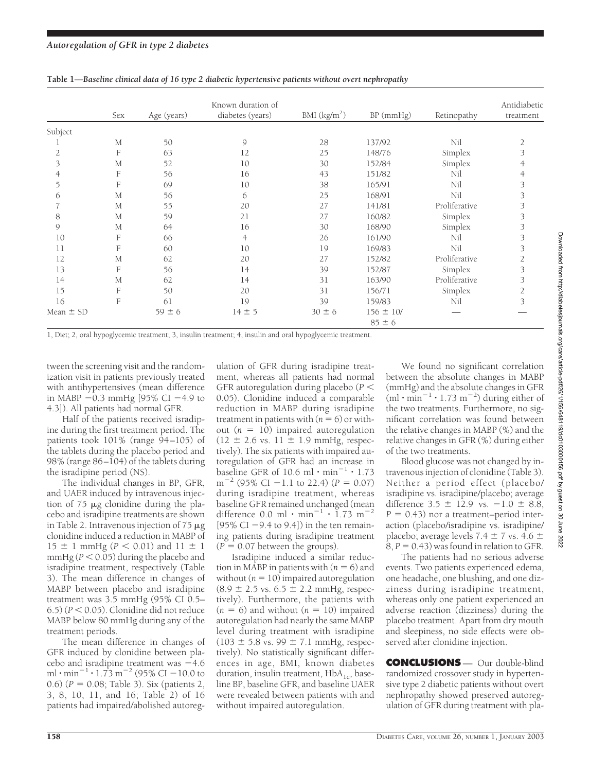**Table 1—Baseline clinical data of 16 type 2 diabetic hypertensive patients without overt nephropathy**

| | Sex | Age (years) | Known duration of diabetes (years) | BMI ($kg/m^2$) | BP (mmHg) | Retinopathy | Antidiabetic treatment |
|---|---|---|---|---|---|---|---|
| Subject | | | | | | | |
| 1 | M | 50 | 9 | 28 | 137/92 | Nil | 2 |
| 2 | F | 63 | 12 | 25 | 148/76 | Simplex | 3 |
| 3 | M | 52 | 10 | 30 | 152/84 | Simplex | 4 |
| 4 | F | 56 | 16 | 43 | 151/82 | Nil | 4 |
| 5 | F | 69 | 10 | 38 | 165/91 | Nil | 3 |
| 6 | M | 56 | 6 | 25 | 168/91 | Nil | 3 |
| 7 | M | 55 | 20 | 27 | 141/81 | Proliferative | 3 |
| 8 | M | 59 | 21 | 27 | 160/82 | Simplex | 3 |
| 9 | M | 64 | 16 | 30 | 168/90 | Simplex | 3 |
| 10 | F | 66 | 4 | 26 | 161/90 | Nil | 3 |
| 11 | F | 60 | 10 | 19 | 169/83 | Nil | 3 |
| 12 | M | 62 | 20 | 27 | 152/82 | Proliferative | 2 |
| 13 | F | 56 | 14 | 39 | 152/87 | Simplex | 3 |
| 14 | M | 62 | 14 | 31 | 163/90 | Proliferative | 3 |
| 15 | F | 50 | 20 | 31 | 156/71 | Simplex | 2 |
| 16 | F | 61 | 19 | 39 | 159/83 | Nil | 3 |
| Mean ± SD | | 59 ± 6 | 14 ± 5 | 30 ± 6 | 156 ± 10/ 85 ± 6 | — | — |

1, Diet; 2, oral hypoglycemic treatment; 3, insulin treatment; 4, insulin and oral hypoglycemic treatment.

tween the screening visit and the randomization visit in patients previously treated with antihypertensives (mean difference in MABP −0.3 mmHg [95% CI −4.9 to 4.3]). All patients had normal GFR.

Half of the patients received isradipine during the first treatment period. The patients took 101% (range 94–105) of the tablets during the placebo period and 98% (range 86–104) of the tablets during the isradipine period (NS).

The individual changes in BP, GFR, and UAER induced by intravenous injection of 75 μg clonidine during the placebo and isradipine treatments are shown in Table 2. Intravenous injection of 75 μg clonidine induced a reduction in MABP of 15 ± 1 mmHg ($P < 0.01$) and 11 ± 1 mmHg ($P < 0.05$) during the placebo and isradipine treatment, respectively (Table 3). The mean difference in changes of MABP between placebo and isradipine treatment was 3.5 mmHg (95% CI 0.5–6.5) ($P < 0.05$). Clonidine did not reduce MABP below 80 mmHg during any of the treatment periods.

The mean difference in changes of GFR induced by clonidine between placebo and isradipine treatment was −4.6 $ml \cdot min^{-1} \cdot 1.73\ m^{-2}$ (95% CI −10.0 to 0.6) ($P = 0.08$; Table 3). Six (patients 2, 3, 8, 10, 11, and 16; Table 2) of 16 patients had impaired/abolished autoregulation of GFR during isradipine treatment, whereas all patients had normal GFR autoregulation during placebo ($P < 0.05$). Clonidine induced a comparable reduction in MABP during isradipine treatment in patients with ($n = 6$) or without ($n = 10$) impaired autoregulation (12 ± 2.6 vs. 11 ± 1.9 mmHg, respectively). The six patients with impaired autoregulation of GFR had an increase in baseline GFR of 10.6 $ml \cdot min^{-1} \cdot 1.73\ m^{-2}$ (95% CI −1.1 to 22.4) ($P = 0.07$) during isradipine treatment, whereas baseline GFR remained unchanged (mean difference 0.0 $ml \cdot min^{-1} \cdot 1.73\ m^{-2}$ [95% CI −9.4 to 9.4]) in the ten remaining patients during isradipine treatment ($P = 0.07$ between the groups).

Isradipine induced a similar reduction in MABP in patients with ($n = 6$) and without ($n = 10$) impaired autoregulation (8.9 ± 2.5 vs. 6.5 ± 2.2 mmHg, respectively). Furthermore, the patients with ($n = 6$) and without ($n = 10$) impaired autoregulation had nearly the same MABP level during treatment with isradipine (103 ± 5.8 vs. 99 ± 7.1 mmHg, respectively). No statistically significant differences in age, BMI, known diabetes duration, insulin treatment, $HbA_{1c}$, baseline BP, baseline GFR, and baseline UAER were revealed between patients with and without impaired autoregulation.

We found no significant correlation between the absolute changes in MABP (mmHg) and the absolute changes in GFR ($ml \cdot min^{-1} \cdot 1.73\ m^{-2}$) during either of the two treatments. Furthermore, no significant correlation was found between the relative changes in MABP (%) and the relative changes in GFR (%) during either of the two treatments.

Blood glucose was not changed by intravenous injection of clonidine (Table 3). Neither a period effect (placebo/isradipine vs. isradipine/placebo; average difference 3.5 ± 12.9 vs. −1.0 ± 8.8, $P = 0.43$) nor a treatment–period interaction (placebo/isradipine vs. isradipine/placebo; average levels 7.4 ± 7 vs. 4.6 ± 8, $P = 0.43$) was found in relation to GFR.

The patients had no serious adverse events. Two patients experienced edema, one headache, one blushing, and one dizziness during isradipine treatment, whereas only one patient experienced an adverse reaction (dizziness) during the placebo treatment. Apart from dry mouth and sleepiness, no side effects were observed after clonidine injection.

## CONCLUSIONS

Our double-blind randomized crossover study in hypertensive type 2 diabetic patients without overt nephropathy showed preserved autoregulation of GFR during treatment with pla-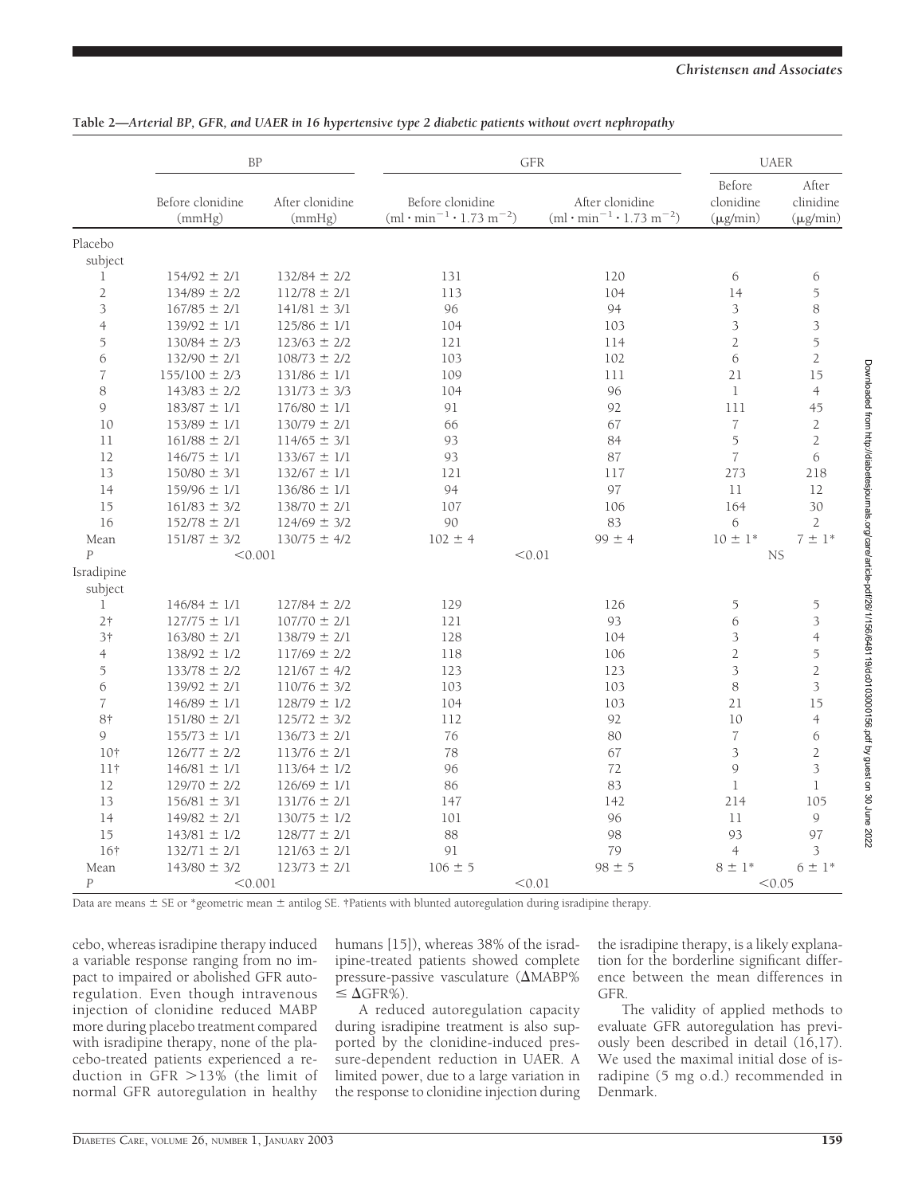**Table 2—*Arterial BP, GFR, and UAER in 16 hypertensive type 2 diabetic patients without overt nephropathy***

| | BP | | GFR | | UAER | |
|---|---|---|---|---|---|---|
| | Before clonidine (mmHg) | After clonidine (mmHg) | Before clonidine $(\text{ml} \cdot \text{min}^{-1} \cdot 1.73\ \text{m}^{-2})$ | After clonidine $(\text{ml} \cdot \text{min}^{-1} \cdot 1.73\ \text{m}^{-2})$ | Before clonidine (μg/min) | After clinidine (μg/min) |
| Placebo subject | | | | | | |
| 1 | 154/92 ± 2/1 | 132/84 ± 2/2 | 131 | 120 | 6 | 6 |
| 2 | 134/89 ± 2/2 | 112/78 ± 2/1 | 113 | 104 | 14 | 5 |
| 3 | 167/85 ± 2/1 | 141/81 ± 3/1 | 96 | 94 | 3 | 8 |
| 4 | 139/92 ± 1/1 | 125/86 ± 1/1 | 104 | 103 | 3 | 3 |
| 5 | 130/84 ± 2/3 | 123/63 ± 2/2 | 121 | 114 | 2 | 5 |
| 6 | 132/90 ± 2/1 | 108/73 ± 2/2 | 103 | 102 | 6 | 2 |
| 7 | 155/100 ± 2/3 | 131/86 ± 1/1 | 109 | 111 | 21 | 15 |
| 8 | 143/83 ± 2/2 | 131/73 ± 3/3 | 104 | 96 | 1 | 4 |
| 9 | 183/87 ± 1/1 | 176/80 ± 1/1 | 91 | 92 | 111 | 45 |
| 10 | 153/89 ± 1/1 | 130/79 ± 2/1 | 66 | 67 | 7 | 2 |
| 11 | 161/88 ± 2/1 | 114/65 ± 3/1 | 93 | 84 | 5 | 2 |
| 12 | 146/75 ± 1/1 | 133/67 ± 1/1 | 93 | 87 | 7 | 6 |
| 13 | 150/80 ± 3/1 | 132/67 ± 1/1 | 121 | 117 | 273 | 218 |
| 14 | 159/96 ± 1/1 | 136/86 ± 1/1 | 94 | 97 | 11 | 12 |
| 15 | 161/83 ± 3/2 | 138/70 ± 2/1 | 107 | 106 | 164 | 30 |
| 16 | 152/78 ± 2/1 | 124/69 ± 3/2 | 90 | 83 | 6 | 2 |
| Mean | 151/87 ± 3/2 | 130/75 ± 4/2 | 102 ± 4 | 99 ± 4 | 10 ± 1* | 7 ± 1* |
| *P* | <0.001 | | <0.01 | | NS | |
| Isradipine subject | | | | | | |
| 1 | 146/84 ± 1/1 | 127/84 ± 2/2 | 129 | 126 | 5 | 5 |
| 2† | 127/75 ± 1/1 | 107/70 ± 2/1 | 121 | 93 | 6 | 3 |
| 3† | 163/80 ± 2/1 | 138/79 ± 2/1 | 128 | 104 | 3 | 4 |
| 4 | 138/92 ± 1/2 | 117/69 ± 2/2 | 118 | 106 | 2 | 5 |
| 5 | 133/78 ± 2/2 | 121/67 ± 4/2 | 123 | 123 | 3 | 2 |
| 6 | 139/92 ± 2/1 | 110/76 ± 3/2 | 103 | 103 | 8 | 3 |
| 7 | 146/89 ± 1/1 | 128/79 ± 1/2 | 104 | 103 | 21 | 15 |
| 8† | 151/80 ± 2/1 | 125/72 ± 3/2 | 112 | 92 | 10 | 4 |
| 9 | 155/73 ± 1/1 | 136/73 ± 2/1 | 76 | 80 | 7 | 6 |
| 10† | 126/77 ± 2/2 | 113/76 ± 2/1 | 78 | 67 | 3 | 2 |
| 11† | 146/81 ± 1/1 | 113/64 ± 1/2 | 96 | 72 | 9 | 3 |
| 12 | 129/70 ± 2/2 | 126/69 ± 1/1 | 86 | 83 | 1 | 1 |
| 13 | 156/81 ± 3/1 | 131/76 ± 2/1 | 147 | 142 | 214 | 105 |
| 14 | 149/82 ± 2/1 | 130/75 ± 1/2 | 101 | 96 | 11 | 9 |
| 15 | 143/81 ± 1/2 | 128/77 ± 2/1 | 88 | 98 | 93 | 97 |
| 16† | 132/71 ± 2/1 | 121/63 ± 2/1 | 91 | 79 | 4 | 3 |
| Mean | 143/80 ± 3/2 | 123/73 ± 2/1 | 106 ± 5 | 98 ± 5 | 8 ± 1* | 6 ± 1* |
| *P* | <0.001 | | <0.01 | | <0.05 | |

Data are means ± SE or *geometric mean ± antilog SE. †Patients with blunted autoregulation during isradipine therapy.

cebo, whereas isradipine therapy induced a variable response ranging from no impact to impaired or abolished GFR autoregulation. Even though intravenous injection of clonidine reduced MABP more during placebo treatment compared with isradipine therapy, none of the placebo-treated patients experienced a reduction in GFR >13% (the limit of normal GFR autoregulation in healthy humans [15]), whereas 38% of the isradipine-treated patients showed complete pressure-passive vasculature (ΔMABP% ≤ ΔGFR%).

A reduced autoregulation capacity during isradipine treatment is also supported by the clonidine-induced pressure-dependent reduction in UAER. A limited power, due to a large variation in the response to clonidine injection during the isradipine therapy, is a likely explanation for the borderline significant difference between the mean differences in GFR.

The validity of applied methods to evaluate GFR autoregulation has previously been described in detail (16,17). We used the maximal initial dose of isradipine (5 mg o.d.) recommended in Denmark.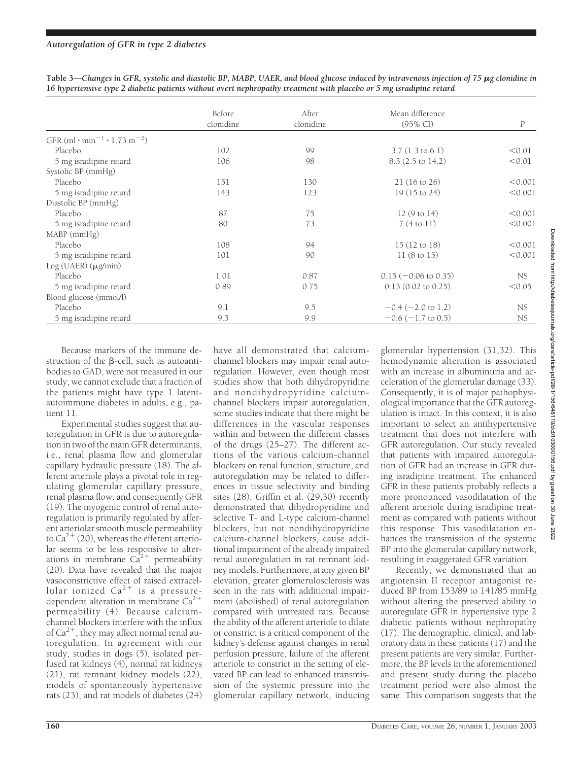**Table 3—*Changes in GFR, systolic and diastolic BP, MABP, UAER, and blood glucose induced by intravenous injection of 75 μg clonidine in 16 hypertensive type 2 diabetic patients without overt nephropathy treatment with placebo or 5 mg isradipine retard***

| | Before clonidine | After clonidine | Mean difference (95% CI) | *P* |
|---|---|---|---|---|
| GFR ($ml \cdot min^{-1} \cdot 1.73\ m^{-2}$) | | | | |
| Placebo | 102 | 99 | 3.7 (1.3 to 6.1) | <0.01 |
| 5 mg isradipine retard | 106 | 98 | 8.3 (2.5 to 14.2) | <0.01 |
| Systolic BP (mmHg) | | | | |
| Placebo | 151 | 130 | 21 (16 to 26) | <0.001 |
| 5 mg isradipine retard | 143 | 123 | 19 (15 to 24) | <0.001 |
| Diastolic BP (mmHg) | | | | |
| Placebo | 87 | 75 | 12 (9 to 14) | <0.001 |
| 5 mg isradipine retard | 80 | 73 | 7 (4 to 11) | <0.001 |
| MABP (mmHg) | | | | |
| Placebo | 108 | 94 | 15 (12 to 18) | <0.001 |
| 5 mg isradipine retard | 101 | 90 | 11 (8 to 15) | <0.001 |
| Log (UAER) (μg/min) | | | | |
| Placebo | 1.01 | 0.87 | 0.15 (−0.06 to 0.35) | NS |
| 5 mg isradipine retard | 0.89 | 0.75 | 0.13 (0.02 to 0.25) | <0.05 |
| Blood glucose (mmol/l) | | | | |
| Placebo | 9.1 | 9.5 | −0.4 (−2.0 to 1.2) | NS |
| 5 mg isradipine retard | 9.3 | 9.9 | −0.6 (−1.7 to 0.5) | NS |

Because markers of the immune destruction of the β-cell, such as autoantibodies to GAD, were not measured in our study, we cannot exclude that a fraction of the patients might have type 1 latent-autoimmune diabetes in adults, e.g., patient 11.

Experimental studies suggest that autoregulation in GFR is due to autoregulation in two of the main GFR determinants, i.e., renal plasma flow and glomerular capillary hydraulic pressure (18). The afferent arteriole plays a pivotal role in regulating glomerular capillary pressure, renal plasma flow, and consequently GFR (19). The myogenic control of renal autoregulation is primarily regulated by afferent arteriolar smooth muscle permeability to $Ca^{2+}$ (20), whereas the efferent arteriolar seems to be less responsive to alterations in membrane $Ca^{2+}$ permeability (20). Data have revealed that the major vasoconstrictive effect of raised extracellular ionized $Ca^{2+}$ is a pressure-dependent alteration in membrane $Ca^{2+}$ permeability (4). Because calcium-channel blockers interfere with the influx of $Ca^{2+}$, they may affect normal renal autoregulation. In agreement with our study, studies in dogs (5), isolated perfused rat kidneys (4), normal rat kidneys (21), rat remnant kidney models (22), models of spontaneously hypertensive rats (23), and rat models of diabetes (24) have all demonstrated that calcium-channel blockers may impair renal autoregulation. However, even though most studies show that both dihydropyridine and nondihydropyridine calcium-channel blockers impair autoregulation, some studies indicate that there might be differences in the vascular responses within and between the different classes of the drugs (25–27). The different actions of the various calcium-channel blockers on renal function, structure, and autoregulation may be related to differences in tissue selectivity and binding sites (28). Griffin et al. (29,30) recently demonstrated that dihydropyridine and selective T- and L-type calcium-channel blockers, but not nondihydropyridine calcium-channel blockers, cause additional impairment of the already impaired renal autoregulation in rat remnant kidney models. Furthermore, at any given BP elevation, greater glomerulosclerosis was seen in the rats with additional impairment (abolished) of renal autoregulation compared with untreated rats. Because the ability of the afferent arteriole to dilate or constrict is a critical component of the kidney's defense against changes in renal perfusion pressure, failure of the afferent arteriole to constrict in the setting of elevated BP can lead to enhanced transmission of the systemic pressure into the glomerular capillary network, inducing glomerular hypertension (31,32). This hemodynamic alteration is associated with an increase in albuminuria and acceleration of the glomerular damage (33). Consequently, it is of major pathophysiological importance that the GFR autoregulation is intact. In this context, it is also important to select an antihypertensive treatment that does not interfere with GFR autoregulation. Our study revealed that patients with impaired autoregulation of GFR had an increase in GFR during isradipine treatment. The enhanced GFR in these patients probably reflects a more pronounced vasodilatation of the afferent arteriole during isradipine treatment as compared with patients without this response. This vasodilatation enhances the transmission of the systemic BP into the glomerular capillary network, resulting in exaggerated GFR variation.

Recently, we demonstrated that an angiotensin II receptor antagonist reduced BP from 153/89 to 141/85 mmHg without altering the preserved ability to autoregulate GFR in hypertensive type 2 diabetic patients without nephropathy (17). The demographic, clinical, and laboratory data in these patients (17) and the present patients are very similar. Furthermore, the BP levels in the aforementioned and present study during the placebo treatment period were also almost the same. This comparison suggests that the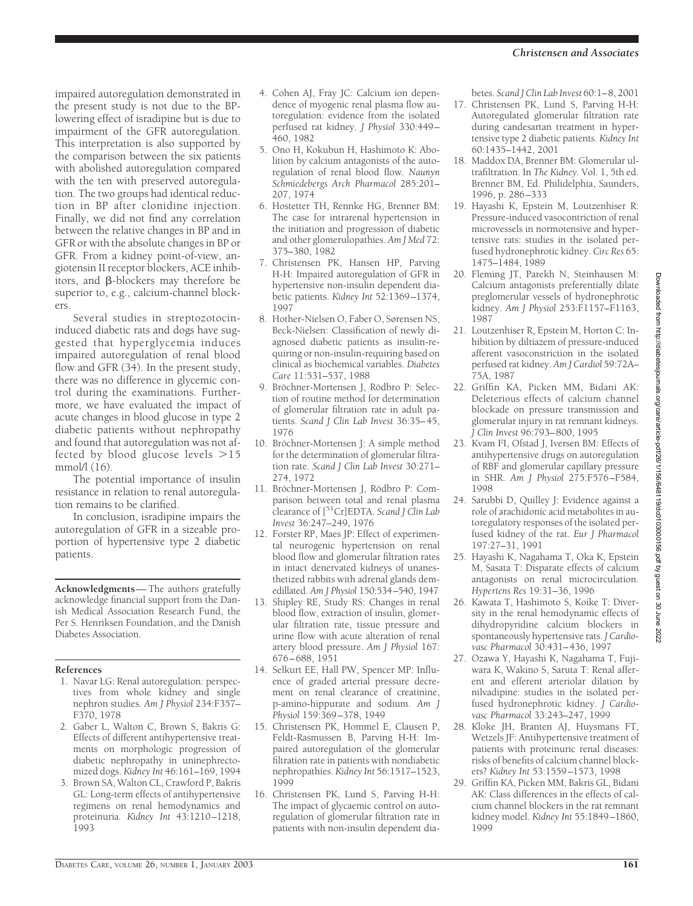impaired autoregulation demonstrated in the present study is not due to the BP-lowering effect of isradipine but is due to impairment of the GFR autoregulation. This interpretation is also supported by the comparison between the six patients with abolished autoregulation compared with the ten with preserved autoregulation. The two groups had identical reduction in BP after clonidine injection. Finally, we did not find any correlation between the relative changes in BP and in GFR or with the absolute changes in BP or GFR. From a kidney point-of-view, angiotensin II receptor blockers, ACE inhibitors, and β-blockers may therefore be superior to, e.g., calcium-channel blockers.

Several studies in streptozotocin-induced diabetic rats and dogs have suggested that hyperglycemia induces impaired autoregulation of renal blood flow and GFR (34). In the present study, there was no difference in glycemic control during the examinations. Furthermore, we have evaluated the impact of acute changes in blood glucose in type 2 diabetic patients without nephropathy and found that autoregulation was not affected by blood glucose levels >15 mmol/l (16).

The potential importance of insulin resistance in relation to renal autoregulation remains to be clarified.

In conclusion, isradipine impairs the autoregulation of GFR in a sizeable proportion of hypertensive type 2 diabetic patients.

**Acknowledgments**— The authors gratefully acknowledge financial support from the Danish Medical Association Research Fund, the Per S. Henriksen Foundation, and the Danish Diabetes Association.

## References

1. Navar LG: Renal autoregulation: perspectives from whole kidney and single nephron studies. *Am J Physiol* 234:F357–F370, 1978
2. Gaber L, Walton C, Brown S, Bakris G: Effects of different antihypertensive treatments on morphologic progression of diabetic nephropathy in uninephrectomized dogs. *Kidney Int* 46:161–169, 1994
3. Brown SA, Walton CL, Crawford P, Bakris GL: Long-term effects of antihypertensive regimens on renal hemodynamics and proteinuria. *Kidney Int* 43:1210–1218, 1993
4. Cohen AJ, Fray JC: Calcium ion dependence of myogenic renal plasma flow autoregulation: evidence from the isolated perfused rat kidney. *J Physiol* 330:449–460, 1982
5. Ono H, Kokubun H, Hashimoto K: Abolition by calcium antagonists of the autoregulation of renal blood flow. *Naunyn Schmiedebergs Arch Pharmacol* 285:201–207, 1974
6. Hostetter TH, Rennke HG, Brenner BM: The case for intrarenal hypertension in the initiation and progression of diabetic and other glomerulopathies. *Am J Med* 72: 375–380, 1982
7. Christensen PK, Hansen HP, Parving H-H: Impaired autoregulation of GFR in hypertensive non-insulin dependent diabetic patients. *Kidney Int* 52:1369–1374, 1997
8. Hother-Nielsen O, Faber O, Sørensen NS, Beck-Nielsen: Classification of newly diagnosed diabetic patients as insulin-requiring or non-insulin-requiring based on clinical as biochemical variables. *Diabetes Care* 11:531–537, 1988
9. Bröchner-Mortensen J, Rödbro P: Selection of routine method for determination of glomerular filtration rate in adult patients. *Scand J Clin Lab Invest* 36:35–45, 1976
10. Bröchner-Mortensen J: A simple method for the determination of glomerular filtration rate. *Scand J Clin Lab Invest* 30:271–274, 1972
11. Bröchner-Mortensen J, Rödbro P: Comparison between total and renal plasma clearance of [$^{51}$Cr]EDTA. *Scand J Clin Lab Invest* 36:247–249, 1976
12. Forster RP, Maes JP: Effect of experimental neurogenic hypertension on renal blood flow and glomerular filtration rates in intact denervated kidneys of unanesthetized rabbits with adrenal glands demedillated. *Am J Physiol* 150:534–540, 1947
13. Shipley RE, Study RS: Changes in renal blood flow, extraction of insulin, glomerular filtration rate, tissue pressure and urine flow with acute alteration of renal artery blood pressure. *Am J Physiol* 167: 676–688, 1951
14. Selkurt EE, Hall PW, Spencer MP: Influence of graded arterial pressure decrement on renal clearance of creatinine, p-amino-hippurate and sodium. *Am J Physiol* 159:369–378, 1949
15. Christensen PK, Hommel E, Clausen P, Feldt-Rasmussen B, Parving H-H: Impaired autoregulation of the glomerular filtration rate in patients with nondiabetic nephropathies. *Kidney Int* 56:1517–1523, 1999
16. Christensen PK, Lund S, Parving H-H: The impact of glycaemic control on autoregulation of glomerular filtration rate in patients with non-insulin dependent diabetes. *Scand J Clin Lab Invest* 60:1–8, 2001
17. Christensen PK, Lund S, Parving H-H: Autoregulated glomerular filtration rate during candesartan treatment in hypertensive type 2 diabetic patients. *Kidney Int* 60:1435–1442, 2001
18. Maddox DA, Brenner BM: Glomerular ultrafiltration. In *The Kidney*. Vol. 1, 5th ed. Brenner BM, Ed. Philidelphia, Saunders, 1996, p. 286–333
19. Hayashi K, Epstein M, Loutzenhiser R: Pressure-induced vasocontriction of renal microvessels in normotensive and hypertensive rats: studies in the isolated perfused hydronephrotic kidney. *Circ Res* 65: 1475–1484, 1989
20. Fleming JT, Parekh N, Steinhausen M: Calcium antagonists preferentially dilate preglomerular vessels of hydronephrotic kidney. *Am J Physiol* 253:F1157–F1163, 1987
21. Loutzenhiser R, Epstein M, Horton C: Inhibition by diltiazem of pressure-induced afferent vasoconstriction in the isolated perfused rat kidney. *Am J Cardiol* 59:72A–75A, 1987
22. Griffin KA, Picken MM, Bidani AK: Deleterious effects of calcium channel blockade on pressure transmission and glomerular injury in rat remnant kidneys. *J Clin Invest* 96:793–800, 1995
23. Kvam FI, Ofstad J, Iversen BM: Effects of antihypertensive drugs on autoregulation of RBF and glomerular capillary pressure in SHR. *Am J Physiol* 275:F576–F584, 1998
24. Sarubbi D, Quilley J: Evidence against a role of arachidonic acid metabolites in autoregulatory responses of the isolated perfused kidney of the rat. *Eur J Pharmacol* 197:27–31, 1991
25. Hayashi K, Nagahama T, Oka K, Epstein M, Sasata T: Disparate effects of calcium antagonists on renal microcirculation. *Hypertens Res* 19:31–36, 1996
26. Kawata T, Hashimoto S, Koike T: Diversity in the renal hemodynamic effects of dihydropyridine calcium blockers in spontaneously hypertensive rats. *J Cardiovasc Pharmacol* 30:431–436, 1997
27. Ozawa Y, Hayashi K, Nagahama T, Fujiwara K, Wakino S, Saruta T: Renal afferent and efferent arteriolar dilation by nilvadipine: studies in the isolated perfused hydronephrotic kidney. *J Cardiovasc Pharmacol* 33:243–247, 1999
28. Kloke JH, Branten AJ, Huysmans FT, Wetzels JF: Antihypertensive treatment of patients with proteinuric renal diseases: risks of benefits of calcium channel blockers? *Kidney Int* 53:1559–1573, 1998
29. Griffin KA, Picken MM, Bakris GL, Bidani AK: Class differences in the effects of calcium channel blockers in the rat remnant kidney model. *Kidney Int* 55:1849–1860, 1999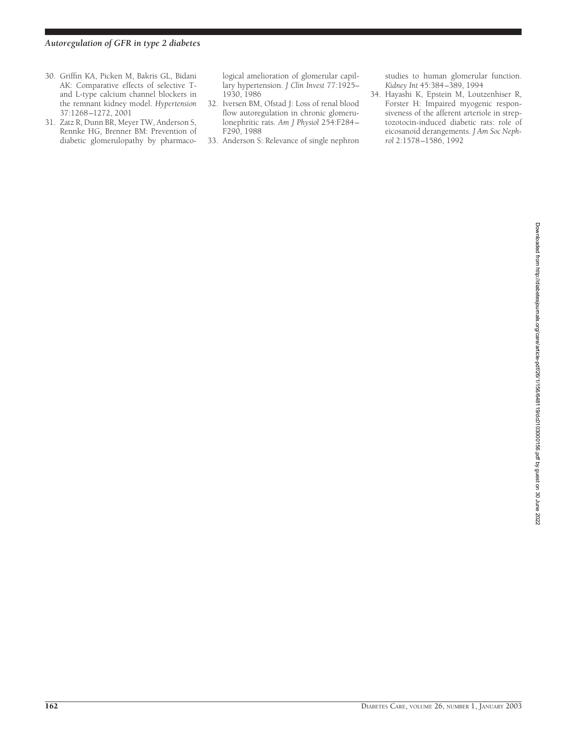30. Griffin KA, Picken M, Bakris GL, Bidani AK: Comparative effects of selective T- and L-type calcium channel blockers in the remnant kidney model. *Hypertension* 37:1268–1272, 2001
31. Zatz R, Dunn BR, Meyer TW, Anderson S, Rennke HG, Brenner BM: Prevention of diabetic glomerulopathy by pharmacological amelioration of glomerular capillary hypertension. *J Clin Invest* 77:1925–1930, 1986
32. Iversen BM, Ofstad J: Loss of renal blood flow autoregulation in chronic glomerulonephritic rats. *Am J Physiol* 254:F284–F290, 1988
33. Anderson S: Relevance of single nephron studies to human glomerular function. *Kidney Int* 45:384–389, 1994
34. Hayashi K, Epstein M, Loutzenhiser R, Forster H: Impaired myogenic responsiveness of the afferent arteriole in streptozotocin-induced diabetic rats: role of eicosanoid derangements. *J Am Soc Nephrol* 2:1578–1586, 1992